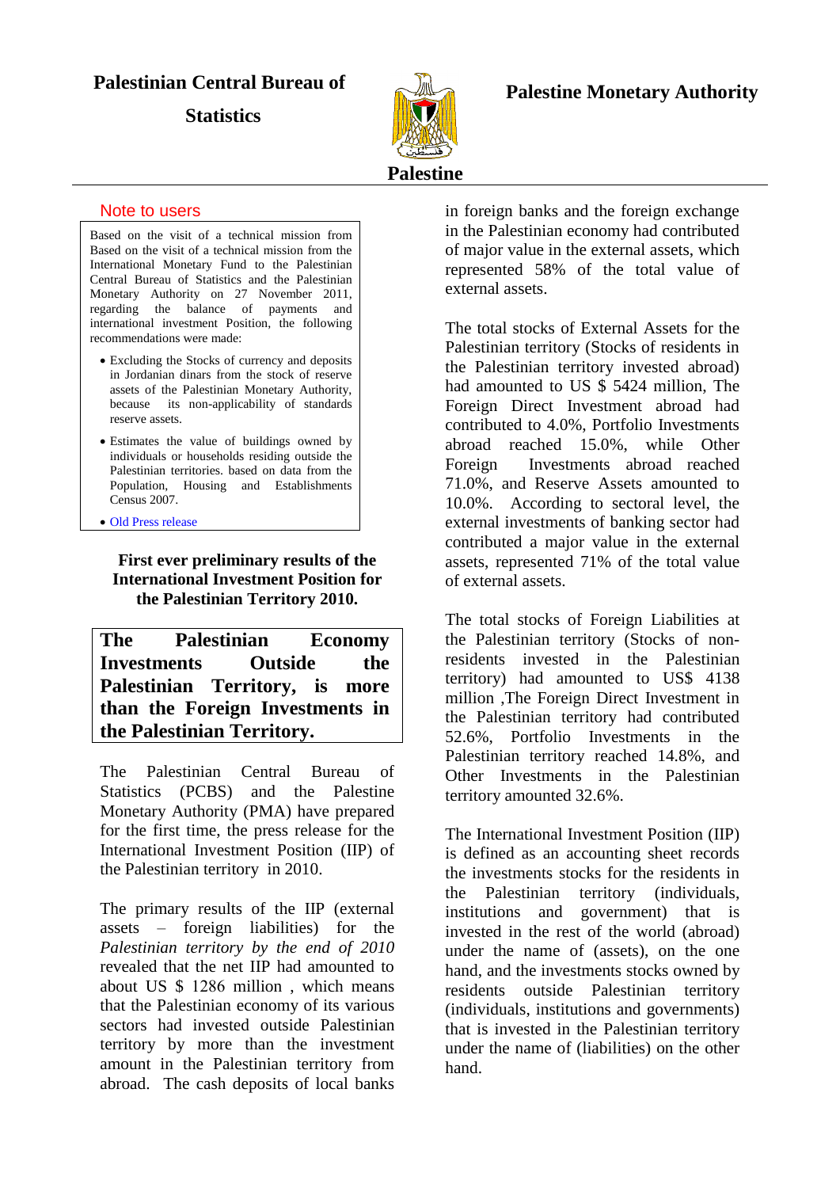**Palestinian Central Bureau of Statistics**

**Palestine Monetary Authority**

**Palestine**

## Note to users

Based on the visit of a technical mission from Based on the visit of a technical mission from the International Monetary Fund to the Palestinian Central Bureau of Statistics and the Palestinian Monetary Authority on 27 November 2011, regarding the balance of payments and international investment Position, the following recommendations were made:

- Excluding the Stocks of currency and deposits in Jordanian dinars from the stock of reserve assets of the Palestinian Monetary Authority, because its non-applicability of standards reserve assets.
- Estimates the value of buildings owned by individuals or households residing outside the Palestinian territories. based on data from the Population, Housing and Establishments Census 2007.
- Old Press release

### First ever preliminary results of the International Investment Position for the Palestinian Territory 2010.

**The Palestinian Economy Investments Outside the Palestinian Territory, is more than the Foreign Investments in the Palestinian Territory.**

The Palestinian Central Bureau of Statistics (PCBS) and the Palestine Monetary Authority (PMA) have prepared for the first time, the press release for the International Investment Position (IIP) of the Palestinian territory in 2010.

The primary results of the IIP (external assets – foreign liabilities) for the *Palestinian territory by the end of 2010* revealed that the net IIP had amounted to about US $ 1286 million , which means that the Palestinian economy of its various sectors had invested outside Palestinian territory by more than the investment amount in the Palestinian territory from abroad. The cash deposits of local banks in foreign banks and the foreign exchange in the Palestinian economy had contributed of major value in the external assets, which represented 58% of the total value of external assets.

The total stocks of External Assets for the Palestinian territory (Stocks of residents in the Palestinian territory invested abroad) had amounted to US $ 5424 million, The Foreign Direct Investment abroad had contributed to 4.0%, Portfolio Investments abroad reached 15.0%, while Other Foreign Investments abroad reached 71.0%, and Reserve Assets amounted to 10.0%. According to sectoral level, the external investments of banking sector had contributed a major value in the external assets, represented 71% of the total value of external assets.

The total stocks of Foreign Liabilities at the Palestinian territory (Stocks of non-residents invested in the Palestinian territory) had amounted to US$ 4138 million ,The Foreign Direct Investment in the Palestinian territory had contributed 52.6%, Portfolio Investments in the Palestinian territory reached 14.8%, and Other Investments in the Palestinian territory amounted 32.6%.

The International Investment Position (IIP) is defined as an accounting sheet records the investments stocks for the residents in the Palestinian territory (individuals, institutions and government) that is invested in the rest of the world (abroad) under the name of (assets), on the one hand, and the investments stocks owned by residents outside Palestinian territory (individuals, institutions and governments) that is invested in the Palestinian territory under the name of (liabilities) on the other hand.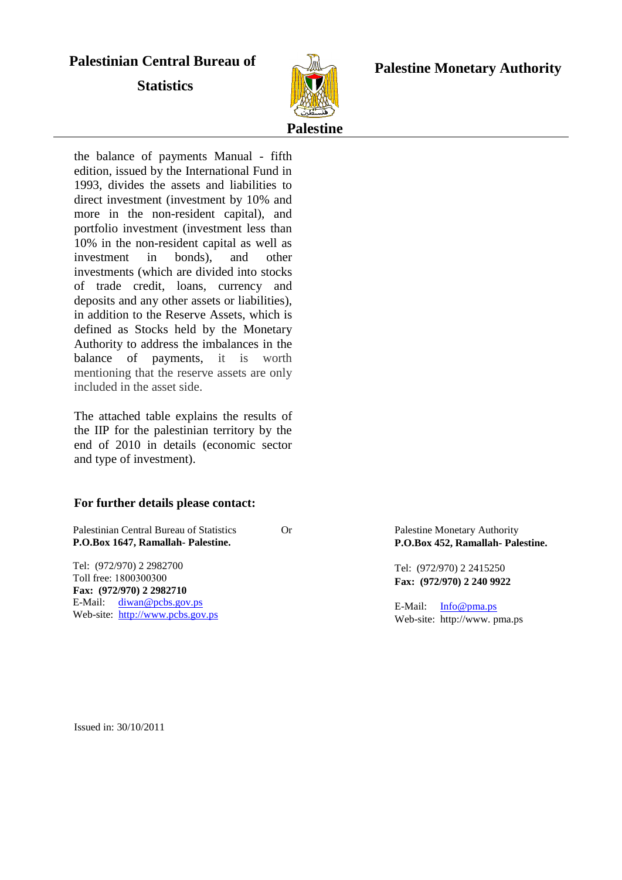**Palestinian Central Bureau of Statistics**

**Palestine**

**Palestine Monetary Authority**

the balance of payments Manual - fifth edition, issued by the International Fund in 1993, divides the assets and liabilities to direct investment (investment by 10% and more in the non-resident capital), and portfolio investment (investment less than 10% in the non-resident capital as well as investment in bonds), and other investments (which are divided into stocks of trade credit, loans, currency and deposits and any other assets or liabilities), in addition to the Reserve Assets, which is defined as Stocks held by the Monetary Authority to address the imbalances in the balance of payments, it is worth mentioning that the reserve assets are only included in the asset side.

The attached table explains the results of the IIP for the palestinian territory by the end of 2010 in details (economic sector and type of investment).

**For further details please contact:**

Palestinian Central Bureau of Statistics
**P.O.Box 1647, Ramallah- Palestine.**

Tel: (972/970) 2 2982700
Toll free: 1800300300
**Fax: (972/970) 2 2982710**
E-Mail: diwan@pcbs.gov.ps
Web-site: http://www.pcbs.gov.ps

Or

Palestine Monetary Authority
**P.O.Box 452, Ramallah- Palestine.**

Tel: (972/970) 2 2415250
**Fax: (972/970) 2 240 9922**

E-Mail: Info@pma.ps
Web-site: http://www. pma.ps

Issued in: 30/10/2011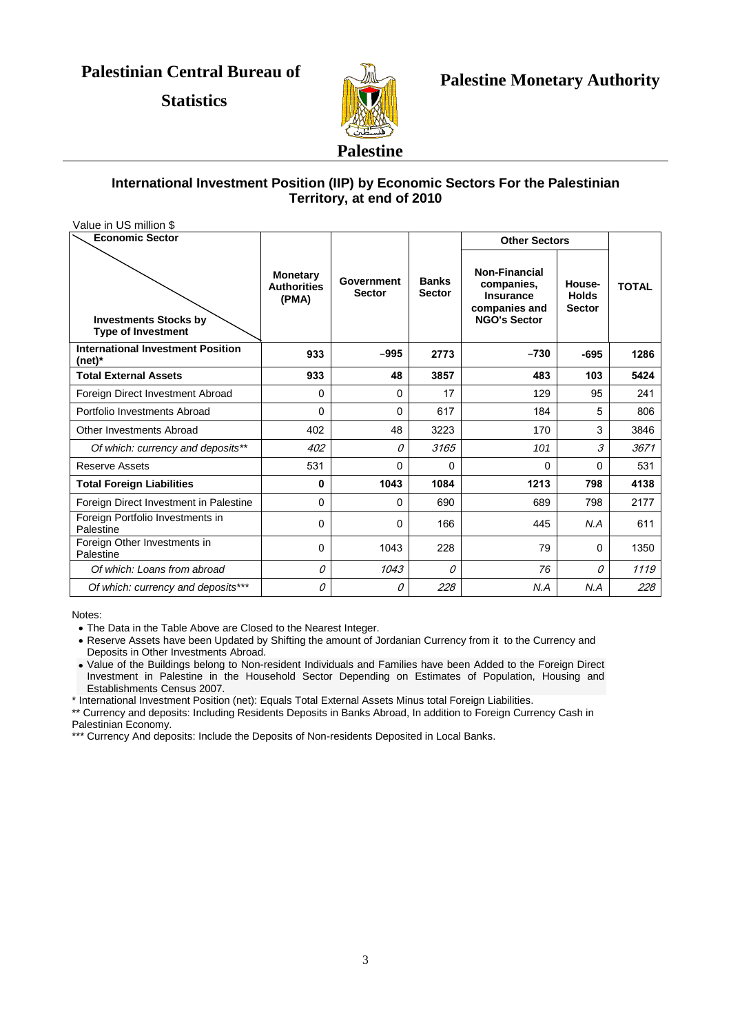Palestinian Central Bureau of Statistics

Palestine Monetary Authority

Palestine

## International Investment Position (IIP) by Economic Sectors For the Palestinian Territory, at end of 2010

Value in US million $

| Economic Sector / Investments Stocks by Type of Investment | Monetary Authorities (PMA) | Government Sector | Banks Sector | Other Sectors | | TOTAL |
|---|---|---|---|---|---|---|
| | | | | Non-Financial companies, Insurance companies and NGO's Sector | House-Holds Sector | |
| **International Investment Position (net)*** | **933** | **−995** | **2773** | **−730** | **-695** | **1286** |
| **Total External Assets** | **933** | **48** | **3857** | **483** | **103** | **5424** |
| Foreign Direct Investment Abroad | 0 | 0 | 17 | 129 | 95 | 241 |
| Portfolio Investments Abroad | 0 | 0 | 617 | 184 | 5 | 806 |
| Other Investments Abroad | 402 | 48 | 3223 | 170 | 3 | 3846 |
| *Of which: currency and deposits*** | *402* | *0* | *3165* | *101* | *3* | *3671* |
| Reserve Assets | 531 | 0 | 0 | 0 | 0 | 531 |
| **Total Foreign Liabilities** | **0** | **1043** | **1084** | **1213** | **798** | **4138** |
| Foreign Direct Investment in Palestine | 0 | 0 | 690 | 689 | 798 | 2177 |
| Foreign Portfolio Investments in Palestine | 0 | 0 | 166 | 445 | N.A | 611 |
| Foreign Other Investments in Palestine | 0 | 1043 | 228 | 79 | 0 | 1350 |
| *Of which: Loans from abroad* | *0* | *1043* | *0* | *76* | *0* | *1119* |
| *Of which: currency and deposits**** | *0* | *0* | *228* | *N.A* | *N.A* | *228* |

Notes:

- The Data in the Table Above are Closed to the Nearest Integer.
- Reserve Assets have been Updated by Shifting the amount of Jordanian Currency from it to the Currency and Deposits in Other Investments Abroad.
- Value of the Buildings belong to Non-resident Individuals and Families have been Added to the Foreign Direct Investment in Palestine in the Household Sector Depending on Estimates of Population, Housing and Establishments Census 2007.

\* International Investment Position (net): Equals Total External Assets Minus total Foreign Liabilities.

** Currency and deposits: Including Residents Deposits in Banks Abroad, In addition to Foreign Currency Cash in Palestinian Economy.

*** Currency And deposits: Include the Deposits of Non-residents Deposited in Local Banks.